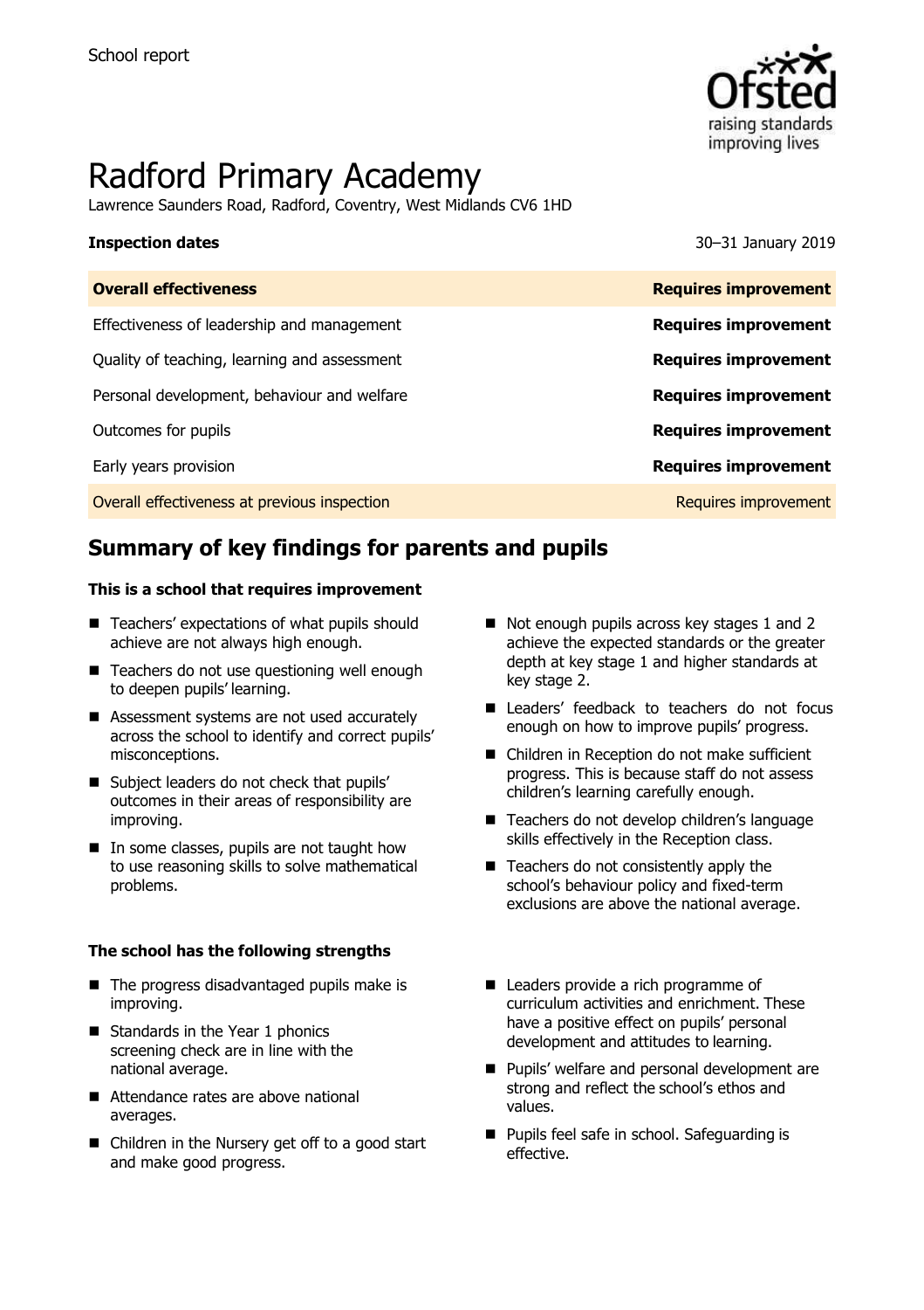School report

# Radford Primary Academy

Lawrence Saunders Road, Radford, Coventry, West Midlands CV6 1HD

**Inspection dates** 30–31 January 2019

| **Overall effectiveness** | **Requires improvement** |
|---|---|
| Effectiveness of leadership and management | **Requires improvement** |
| Quality of teaching, learning and assessment | **Requires improvement** |
| Personal development, behaviour and welfare | **Requires improvement** |
| Outcomes for pupils | **Requires improvement** |
| Early years provision | **Requires improvement** |
| Overall effectiveness at previous inspection | Requires improvement |

## Summary of key findings for parents and pupils

### This is a school that requires improvement

- Teachers' expectations of what pupils should achieve are not always high enough.
- Teachers do not use questioning well enough to deepen pupils' learning.
- Assessment systems are not used accurately across the school to identify and correct pupils' misconceptions.
- Subject leaders do not check that pupils' outcomes in their areas of responsibility are improving.
- In some classes, pupils are not taught how to use reasoning skills to solve mathematical problems.
- Not enough pupils across key stages 1 and 2 achieve the expected standards or the greater depth at key stage 1 and higher standards at key stage 2.
- Leaders' feedback to teachers do not focus enough on how to improve pupils' progress.
- Children in Reception do not make sufficient progress. This is because staff do not assess children's learning carefully enough.
- Teachers do not develop children's language skills effectively in the Reception class.
- Teachers do not consistently apply the school's behaviour policy and fixed-term exclusions are above the national average.

### The school has the following strengths

- The progress disadvantaged pupils make is improving.
- Standards in the Year 1 phonics screening check are in line with the national average.
- Attendance rates are above national averages.
- Children in the Nursery get off to a good start and make good progress.
- Leaders provide a rich programme of curriculum activities and enrichment. These have a positive effect on pupils' personal development and attitudes to learning.
- Pupils' welfare and personal development are strong and reflect the school's ethos and values.
- Pupils feel safe in school. Safeguarding is effective.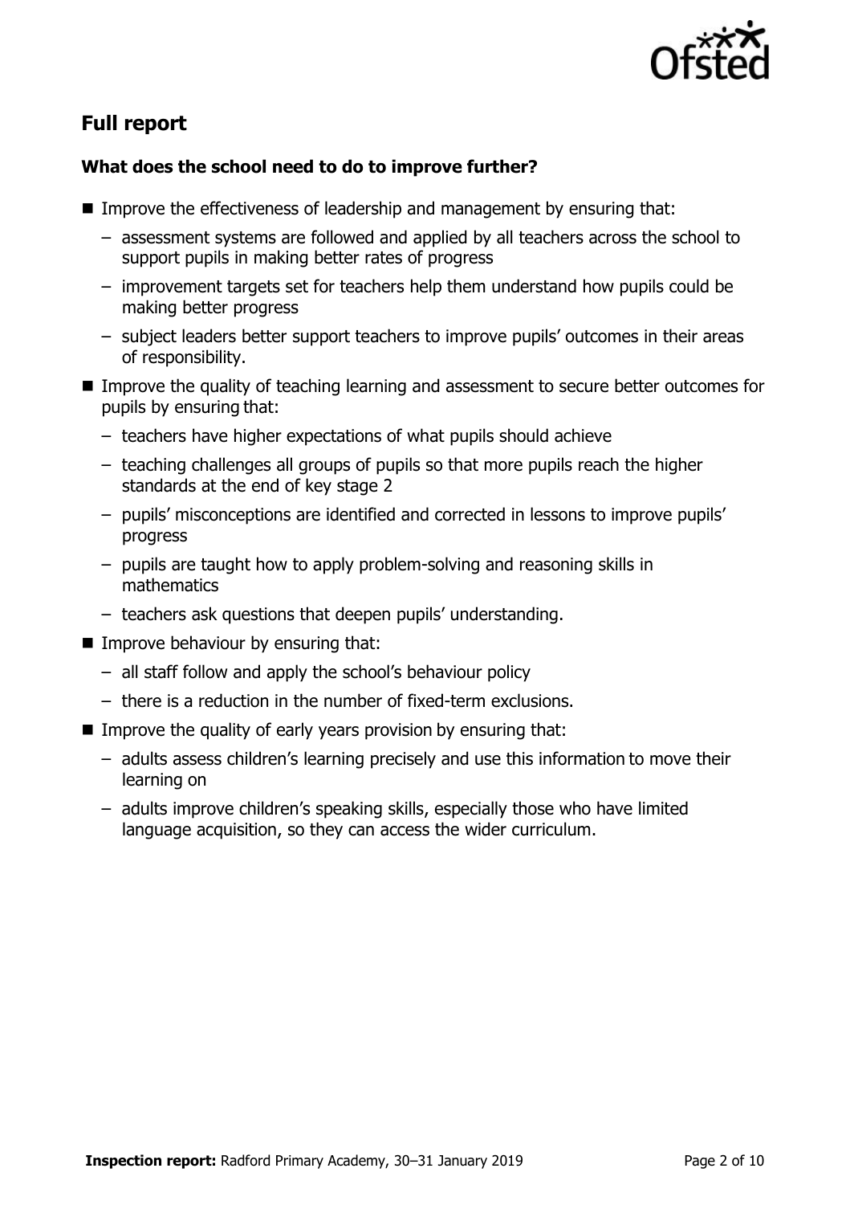## Full report

### What does the school need to do to improve further?

- Improve the effectiveness of leadership and management by ensuring that:
  - assessment systems are followed and applied by all teachers across the school to support pupils in making better rates of progress
  - improvement targets set for teachers help them understand how pupils could be making better progress
  - subject leaders better support teachers to improve pupils' outcomes in their areas of responsibility.
- Improve the quality of teaching learning and assessment to secure better outcomes for pupils by ensuring that:
  - teachers have higher expectations of what pupils should achieve
  - teaching challenges all groups of pupils so that more pupils reach the higher standards at the end of key stage 2
  - pupils' misconceptions are identified and corrected in lessons to improve pupils' progress
  - pupils are taught how to apply problem-solving and reasoning skills in mathematics
  - teachers ask questions that deepen pupils' understanding.
- Improve behaviour by ensuring that:
  - all staff follow and apply the school's behaviour policy
  - there is a reduction in the number of fixed-term exclusions.
- Improve the quality of early years provision by ensuring that:
  - adults assess children's learning precisely and use this information to move their learning on
  - adults improve children's speaking skills, especially those who have limited language acquisition, so they can access the wider curriculum.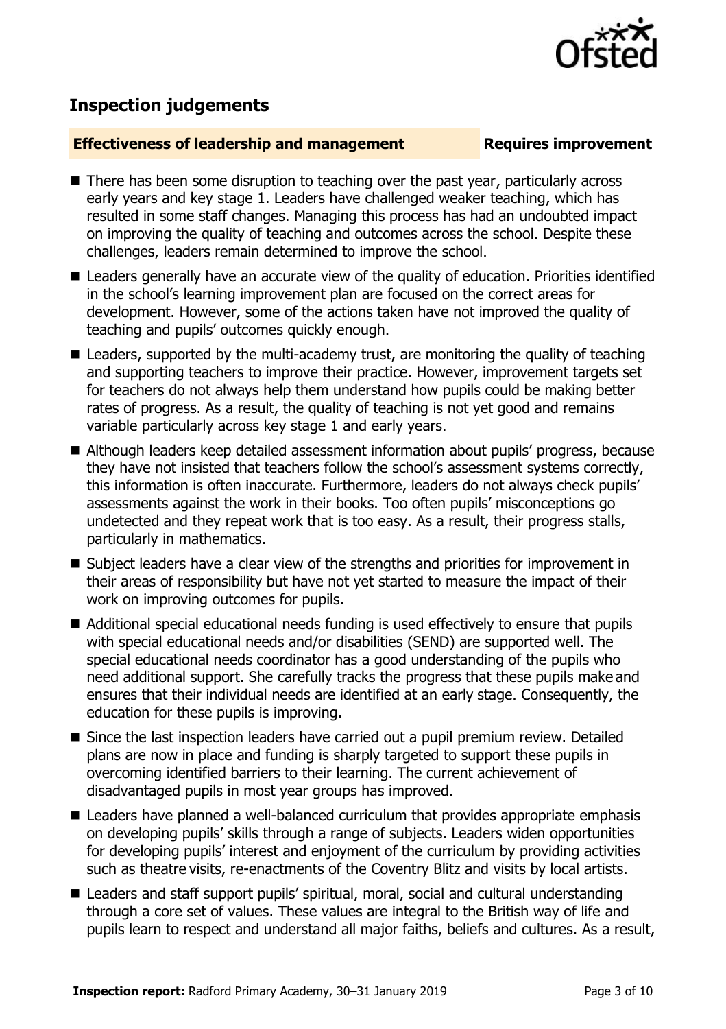## Inspection judgements

**Effectiveness of leadership and management** **Requires improvement**

- There has been some disruption to teaching over the past year, particularly across early years and key stage 1. Leaders have challenged weaker teaching, which has resulted in some staff changes. Managing this process has had an undoubted impact on improving the quality of teaching and outcomes across the school. Despite these challenges, leaders remain determined to improve the school.
- Leaders generally have an accurate view of the quality of education. Priorities identified in the school's learning improvement plan are focused on the correct areas for development. However, some of the actions taken have not improved the quality of teaching and pupils' outcomes quickly enough.
- Leaders, supported by the multi-academy trust, are monitoring the quality of teaching and supporting teachers to improve their practice. However, improvement targets set for teachers do not always help them understand how pupils could be making better rates of progress. As a result, the quality of teaching is not yet good and remains variable particularly across key stage 1 and early years.
- Although leaders keep detailed assessment information about pupils' progress, because they have not insisted that teachers follow the school's assessment systems correctly, this information is often inaccurate. Furthermore, leaders do not always check pupils' assessments against the work in their books. Too often pupils' misconceptions go undetected and they repeat work that is too easy. As a result, their progress stalls, particularly in mathematics.
- Subject leaders have a clear view of the strengths and priorities for improvement in their areas of responsibility but have not yet started to measure the impact of their work on improving outcomes for pupils.
- Additional special educational needs funding is used effectively to ensure that pupils with special educational needs and/or disabilities (SEND) are supported well. The special educational needs coordinator has a good understanding of the pupils who need additional support. She carefully tracks the progress that these pupils make and ensures that their individual needs are identified at an early stage. Consequently, the education for these pupils is improving.
- Since the last inspection leaders have carried out a pupil premium review. Detailed plans are now in place and funding is sharply targeted to support these pupils in overcoming identified barriers to their learning. The current achievement of disadvantaged pupils in most year groups has improved.
- Leaders have planned a well-balanced curriculum that provides appropriate emphasis on developing pupils' skills through a range of subjects. Leaders widen opportunities for developing pupils' interest and enjoyment of the curriculum by providing activities such as theatre visits, re-enactments of the Coventry Blitz and visits by local artists.
- Leaders and staff support pupils' spiritual, moral, social and cultural understanding through a core set of values. These values are integral to the British way of life and pupils learn to respect and understand all major faiths, beliefs and cultures. As a result,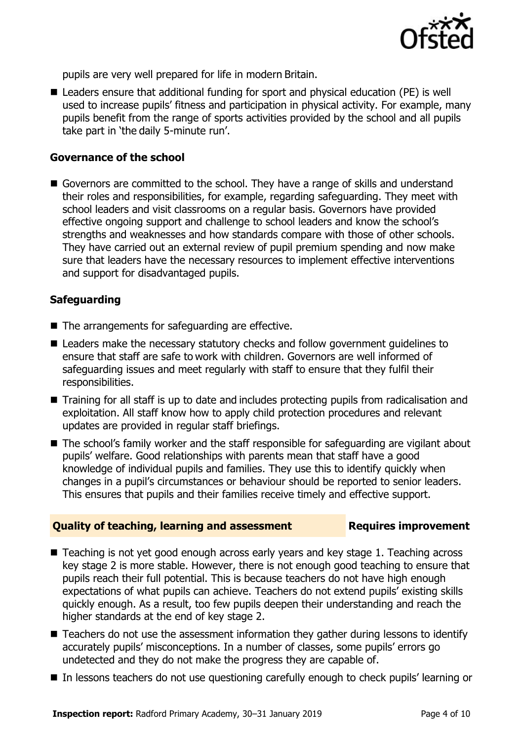pupils are very well prepared for life in modern Britain.

- Leaders ensure that additional funding for sport and physical education (PE) is well used to increase pupils' fitness and participation in physical activity. For example, many pupils benefit from the range of sports activities provided by the school and all pupils take part in 'the daily 5-minute run'.

### Governance of the school

- Governors are committed to the school. They have a range of skills and understand their roles and responsibilities, for example, regarding safeguarding. They meet with school leaders and visit classrooms on a regular basis. Governors have provided effective ongoing support and challenge to school leaders and know the school's strengths and weaknesses and how standards compare with those of other schools. They have carried out an external review of pupil premium spending and now make sure that leaders have the necessary resources to implement effective interventions and support for disadvantaged pupils.

### Safeguarding

- The arrangements for safeguarding are effective.
- Leaders make the necessary statutory checks and follow government guidelines to ensure that staff are safe to work with children. Governors are well informed of safeguarding issues and meet regularly with staff to ensure that they fulfil their responsibilities.
- Training for all staff is up to date and includes protecting pupils from radicalisation and exploitation. All staff know how to apply child protection procedures and relevant updates are provided in regular staff briefings.
- The school's family worker and the staff responsible for safeguarding are vigilant about pupils' welfare. Good relationships with parents mean that staff have a good knowledge of individual pupils and families. They use this to identify quickly when changes in a pupil's circumstances or behaviour should be reported to senior leaders. This ensures that pupils and their families receive timely and effective support.

## Quality of teaching, learning and assessment — Requires improvement

- Teaching is not yet good enough across early years and key stage 1. Teaching across key stage 2 is more stable. However, there is not enough good teaching to ensure that pupils reach their full potential. This is because teachers do not have high enough expectations of what pupils can achieve. Teachers do not extend pupils' existing skills quickly enough. As a result, too few pupils deepen their understanding and reach the higher standards at the end of key stage 2.
- Teachers do not use the assessment information they gather during lessons to identify accurately pupils' misconceptions. In a number of classes, some pupils' errors go undetected and they do not make the progress they are capable of.
- In lessons teachers do not use questioning carefully enough to check pupils' learning or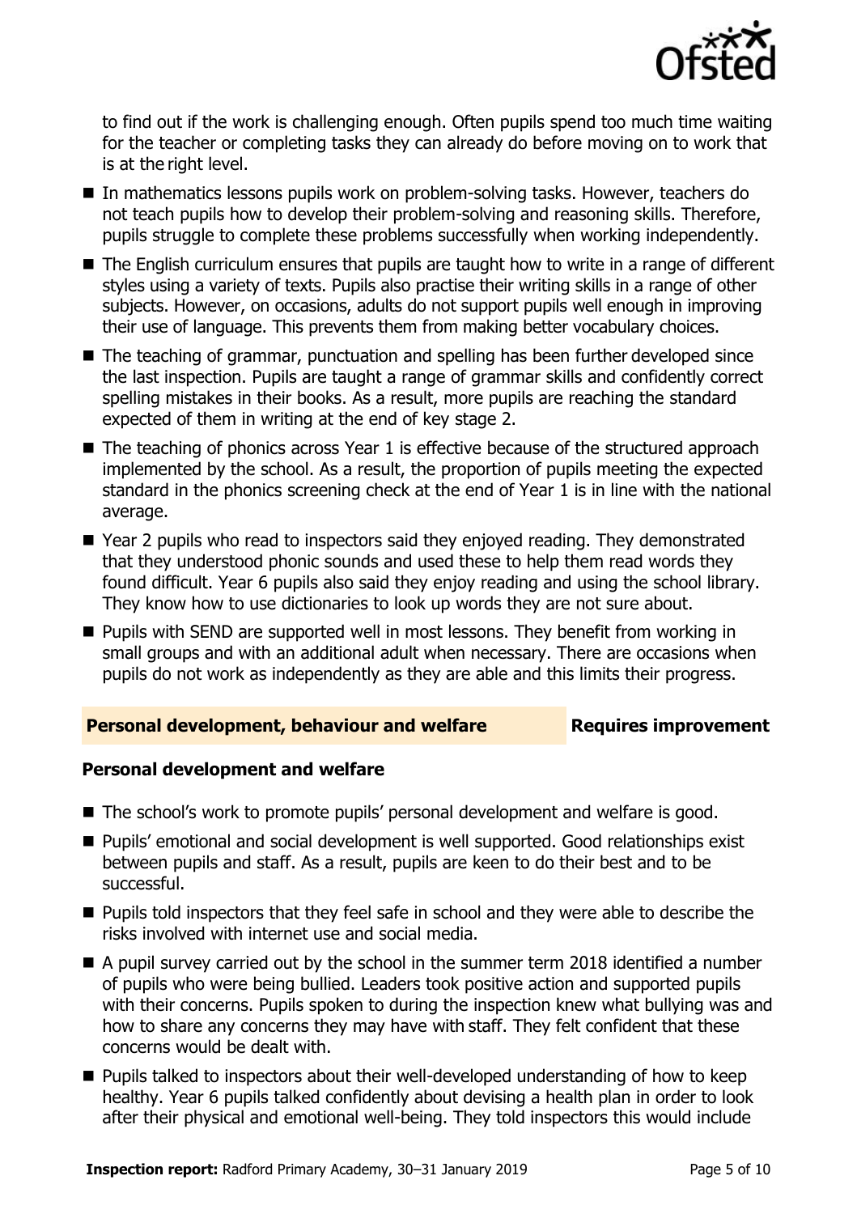to find out if the work is challenging enough. Often pupils spend too much time waiting for the teacher or completing tasks they can already do before moving on to work that is at the right level.

- In mathematics lessons pupils work on problem-solving tasks. However, teachers do not teach pupils how to develop their problem-solving and reasoning skills. Therefore, pupils struggle to complete these problems successfully when working independently.
- The English curriculum ensures that pupils are taught how to write in a range of different styles using a variety of texts. Pupils also practise their writing skills in a range of other subjects. However, on occasions, adults do not support pupils well enough in improving their use of language. This prevents them from making better vocabulary choices.
- The teaching of grammar, punctuation and spelling has been further developed since the last inspection. Pupils are taught a range of grammar skills and confidently correct spelling mistakes in their books. As a result, more pupils are reaching the standard expected of them in writing at the end of key stage 2.
- The teaching of phonics across Year 1 is effective because of the structured approach implemented by the school. As a result, the proportion of pupils meeting the expected standard in the phonics screening check at the end of Year 1 is in line with the national average.
- Year 2 pupils who read to inspectors said they enjoyed reading. They demonstrated that they understood phonic sounds and used these to help them read words they found difficult. Year 6 pupils also said they enjoy reading and using the school library. They know how to use dictionaries to look up words they are not sure about.
- Pupils with SEND are supported well in most lessons. They benefit from working in small groups and with an additional adult when necessary. There are occasions when pupils do not work as independently as they are able and this limits their progress.

## Personal development, behaviour and welfare — Requires improvement

### Personal development and welfare

- The school's work to promote pupils' personal development and welfare is good.
- Pupils' emotional and social development is well supported. Good relationships exist between pupils and staff. As a result, pupils are keen to do their best and to be successful.
- Pupils told inspectors that they feel safe in school and they were able to describe the risks involved with internet use and social media.
- A pupil survey carried out by the school in the summer term 2018 identified a number of pupils who were being bullied. Leaders took positive action and supported pupils with their concerns. Pupils spoken to during the inspection knew what bullying was and how to share any concerns they may have with staff. They felt confident that these concerns would be dealt with.
- Pupils talked to inspectors about their well-developed understanding of how to keep healthy. Year 6 pupils talked confidently about devising a health plan in order to look after their physical and emotional well-being. They told inspectors this would include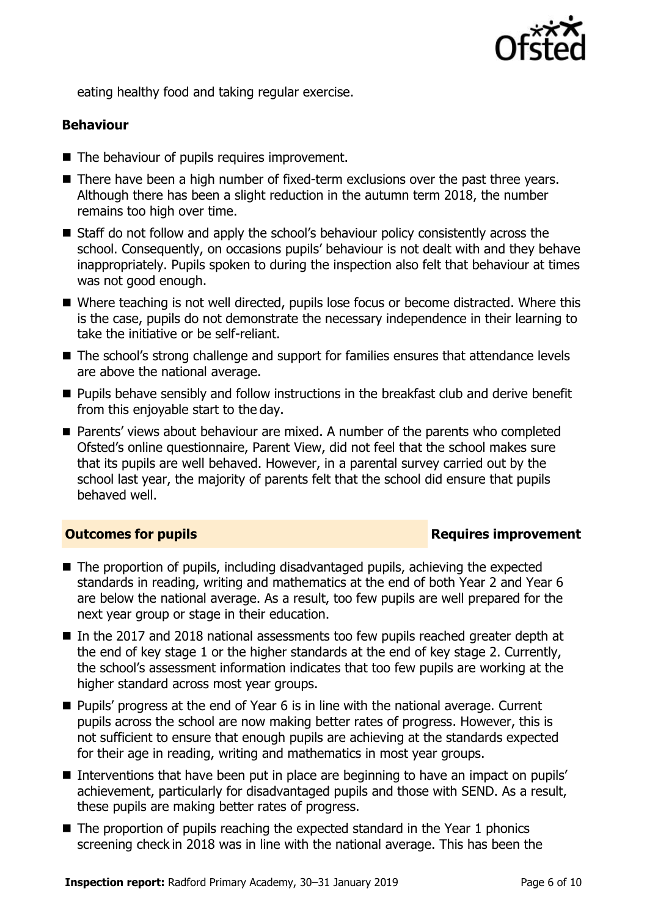eating healthy food and taking regular exercise.

### Behaviour

- The behaviour of pupils requires improvement.
- There have been a high number of fixed-term exclusions over the past three years. Although there has been a slight reduction in the autumn term 2018, the number remains too high over time.
- Staff do not follow and apply the school's behaviour policy consistently across the school. Consequently, on occasions pupils' behaviour is not dealt with and they behave inappropriately. Pupils spoken to during the inspection also felt that behaviour at times was not good enough.
- Where teaching is not well directed, pupils lose focus or become distracted. Where this is the case, pupils do not demonstrate the necessary independence in their learning to take the initiative or be self-reliant.
- The school's strong challenge and support for families ensures that attendance levels are above the national average.
- Pupils behave sensibly and follow instructions in the breakfast club and derive benefit from this enjoyable start to the day.
- Parents' views about behaviour are mixed. A number of the parents who completed Ofsted's online questionnaire, Parent View, did not feel that the school makes sure that its pupils are well behaved. However, in a parental survey carried out by the school last year, the majority of parents felt that the school did ensure that pupils behaved well.

## Outcomes for pupils — Requires improvement

- The proportion of pupils, including disadvantaged pupils, achieving the expected standards in reading, writing and mathematics at the end of both Year 2 and Year 6 are below the national average. As a result, too few pupils are well prepared for the next year group or stage in their education.
- In the 2017 and 2018 national assessments too few pupils reached greater depth at the end of key stage 1 or the higher standards at the end of key stage 2. Currently, the school's assessment information indicates that too few pupils are working at the higher standard across most year groups.
- Pupils' progress at the end of Year 6 is in line with the national average. Current pupils across the school are now making better rates of progress. However, this is not sufficient to ensure that enough pupils are achieving at the standards expected for their age in reading, writing and mathematics in most year groups.
- Interventions that have been put in place are beginning to have an impact on pupils' achievement, particularly for disadvantaged pupils and those with SEND. As a result, these pupils are making better rates of progress.
- The proportion of pupils reaching the expected standard in the Year 1 phonics screening check in 2018 was in line with the national average. This has been the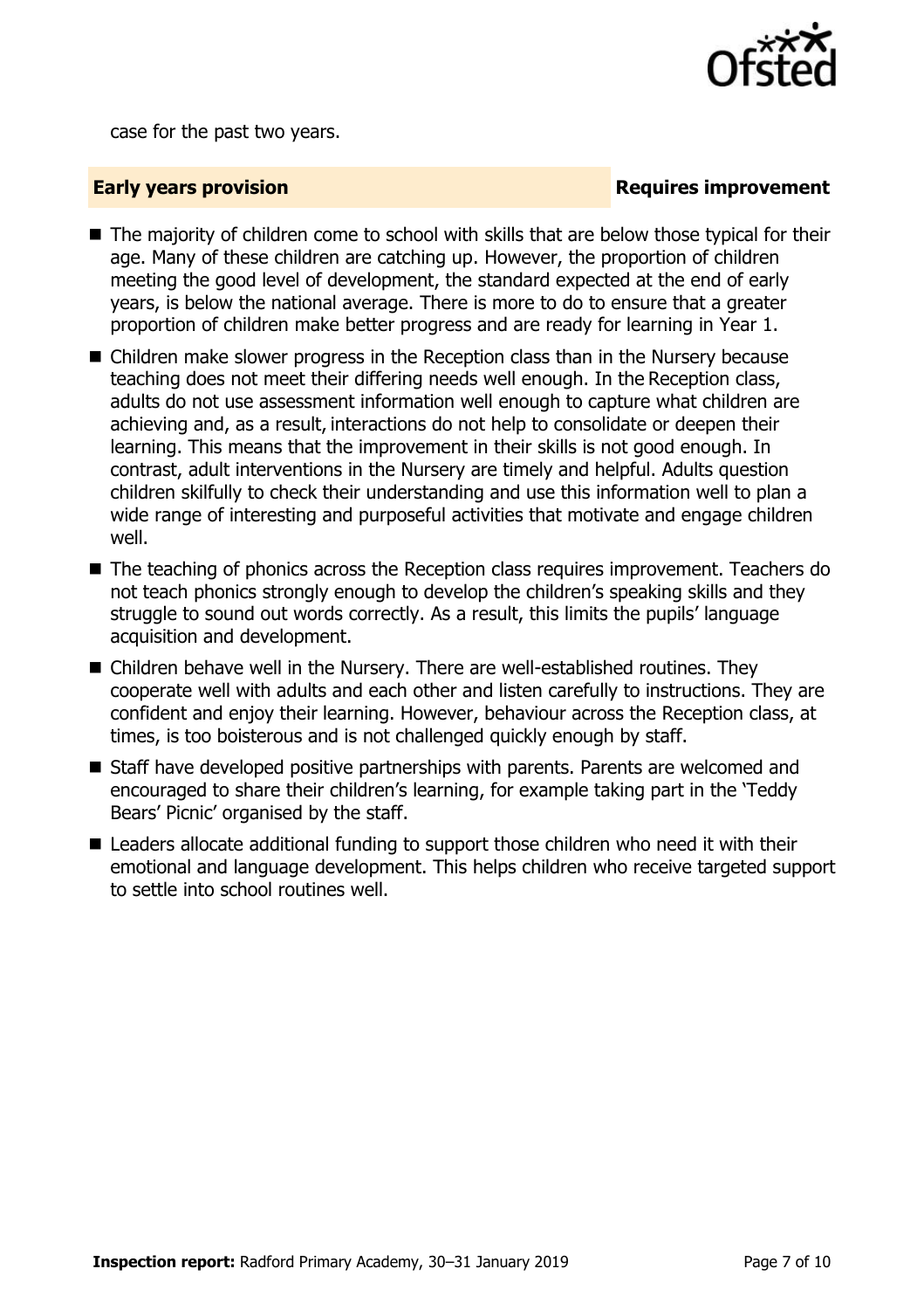case for the past two years.

## Early years provision — Requires improvement

- The majority of children come to school with skills that are below those typical for their age. Many of these children are catching up. However, the proportion of children meeting the good level of development, the standard expected at the end of early years, is below the national average. There is more to do to ensure that a greater proportion of children make better progress and are ready for learning in Year 1.
- Children make slower progress in the Reception class than in the Nursery because teaching does not meet their differing needs well enough. In the Reception class, adults do not use assessment information well enough to capture what children are achieving and, as a result, interactions do not help to consolidate or deepen their learning. This means that the improvement in their skills is not good enough. In contrast, adult interventions in the Nursery are timely and helpful. Adults question children skilfully to check their understanding and use this information well to plan a wide range of interesting and purposeful activities that motivate and engage children well.
- The teaching of phonics across the Reception class requires improvement. Teachers do not teach phonics strongly enough to develop the children's speaking skills and they struggle to sound out words correctly. As a result, this limits the pupils' language acquisition and development.
- Children behave well in the Nursery. There are well-established routines. They cooperate well with adults and each other and listen carefully to instructions. They are confident and enjoy their learning. However, behaviour across the Reception class, at times, is too boisterous and is not challenged quickly enough by staff.
- Staff have developed positive partnerships with parents. Parents are welcomed and encouraged to share their children's learning, for example taking part in the 'Teddy Bears' Picnic' organised by the staff.
- Leaders allocate additional funding to support those children who need it with their emotional and language development. This helps children who receive targeted support to settle into school routines well.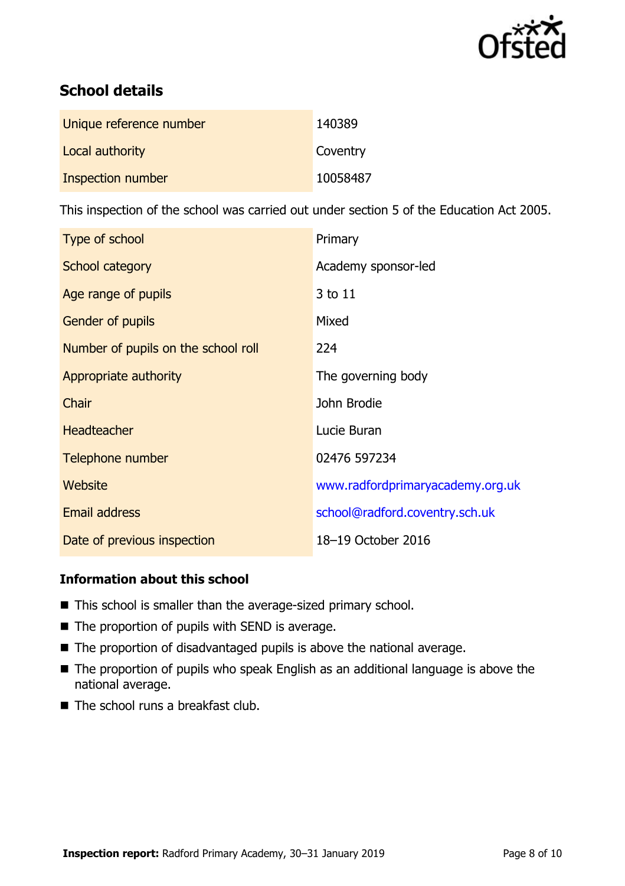## School details

| | |
|---|---|
| Unique reference number | 140389 |
| Local authority | Coventry |
| Inspection number | 10058487 |

This inspection of the school was carried out under section 5 of the Education Act 2005.

| | |
|---|---|
| Type of school | Primary |
| School category | Academy sponsor-led |
| Age range of pupils | 3 to 11 |
| Gender of pupils | Mixed |
| Number of pupils on the school roll | 224 |
| Appropriate authority | The governing body |
| Chair | John Brodie |
| Headteacher | Lucie Buran |
| Telephone number | 02476 597234 |
| Website | www.radfordprimaryacademy.org.uk |
| Email address | school@radford.coventry.sch.uk |
| Date of previous inspection | 18–19 October 2016 |

### Information about this school

- This school is smaller than the average-sized primary school.
- The proportion of pupils with SEND is average.
- The proportion of disadvantaged pupils is above the national average.
- The proportion of pupils who speak English as an additional language is above the national average.
- The school runs a breakfast club.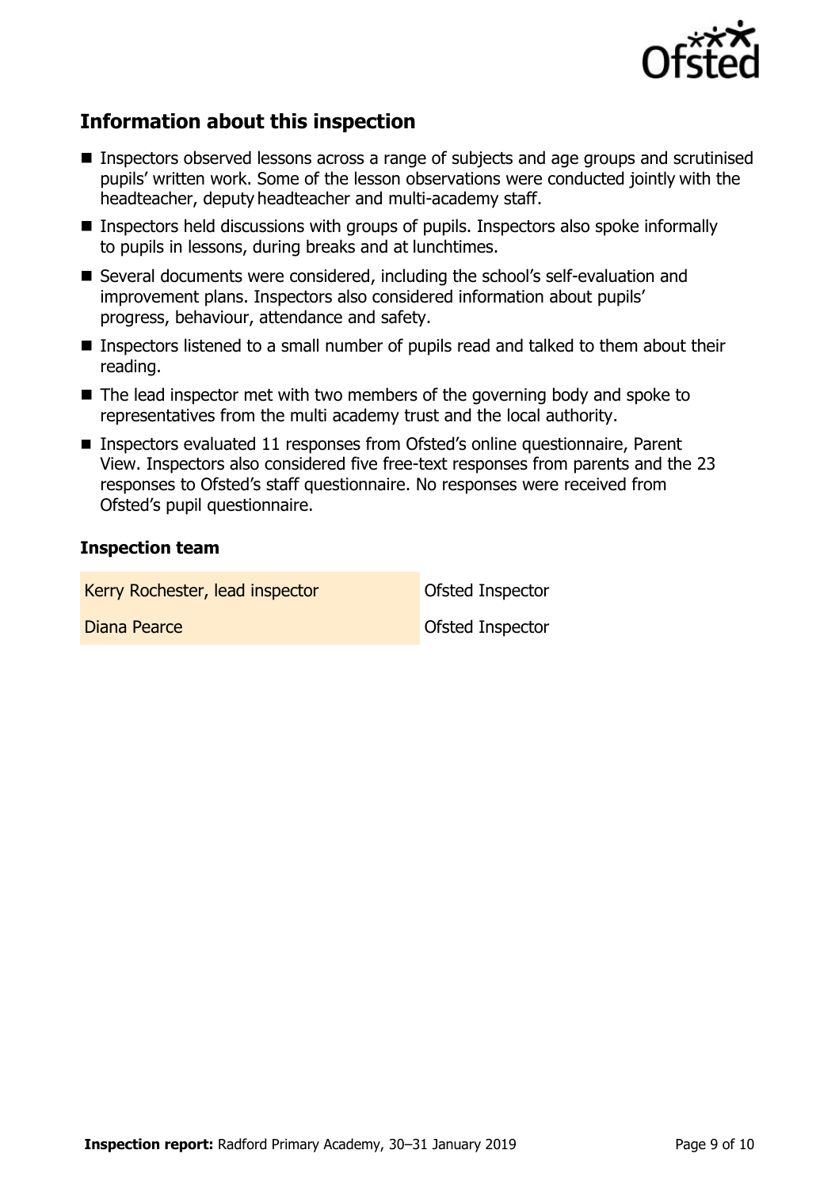## Information about this inspection

- Inspectors observed lessons across a range of subjects and age groups and scrutinised pupils' written work. Some of the lesson observations were conducted jointly with the headteacher, deputy headteacher and multi-academy staff.
- Inspectors held discussions with groups of pupils. Inspectors also spoke informally to pupils in lessons, during breaks and at lunchtimes.
- Several documents were considered, including the school's self-evaluation and improvement plans. Inspectors also considered information about pupils' progress, behaviour, attendance and safety.
- Inspectors listened to a small number of pupils read and talked to them about their reading.
- The lead inspector met with two members of the governing body and spoke to representatives from the multi academy trust and the local authority.
- Inspectors evaluated 11 responses from Ofsted's online questionnaire, Parent View. Inspectors also considered five free-text responses from parents and the 23 responses to Ofsted's staff questionnaire. No responses were received from Ofsted's pupil questionnaire.

### Inspection team

| | |
|---|---|
| Kerry Rochester, lead inspector | Ofsted Inspector |
| Diana Pearce | Ofsted Inspector |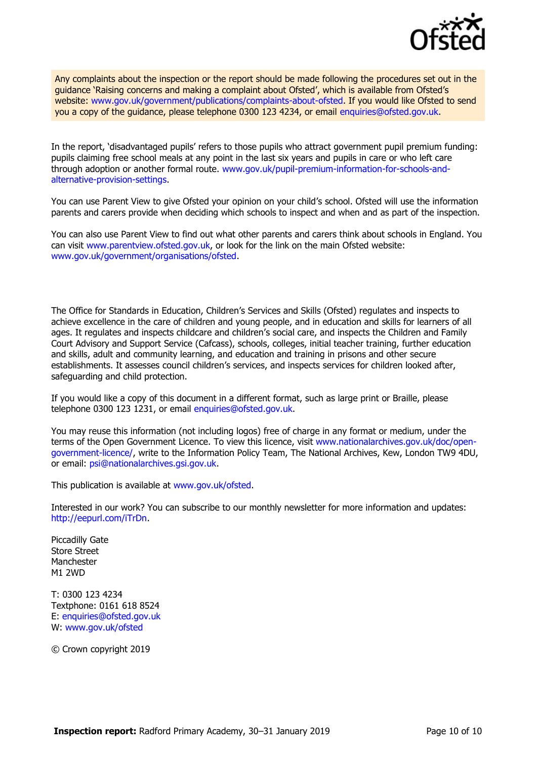Any complaints about the inspection or the report should be made following the procedures set out in the guidance 'Raising concerns and making a complaint about Ofsted', which is available from Ofsted's website: www.gov.uk/government/publications/complaints-about-ofsted. If you would like Ofsted to send you a copy of the guidance, please telephone 0300 123 4234, or email enquiries@ofsted.gov.uk.

In the report, 'disadvantaged pupils' refers to those pupils who attract government pupil premium funding: pupils claiming free school meals at any point in the last six years and pupils in care or who left care through adoption or another formal route. www.gov.uk/pupil-premium-information-for-schools-and-alternative-provision-settings.

You can use Parent View to give Ofsted your opinion on your child's school. Ofsted will use the information parents and carers provide when deciding which schools to inspect and when and as part of the inspection.

You can also use Parent View to find out what other parents and carers think about schools in England. You can visit www.parentview.ofsted.gov.uk, or look for the link on the main Ofsted website: www.gov.uk/government/organisations/ofsted.

The Office for Standards in Education, Children's Services and Skills (Ofsted) regulates and inspects to achieve excellence in the care of children and young people, and in education and skills for learners of all ages. It regulates and inspects childcare and children's social care, and inspects the Children and Family Court Advisory and Support Service (Cafcass), schools, colleges, initial teacher training, further education and skills, adult and community learning, and education and training in prisons and other secure establishments. It assesses council children's services, and inspects services for children looked after, safeguarding and child protection.

If you would like a copy of this document in a different format, such as large print or Braille, please telephone 0300 123 1231, or email enquiries@ofsted.gov.uk.

You may reuse this information (not including logos) free of charge in any format or medium, under the terms of the Open Government Licence. To view this licence, visit www.nationalarchives.gov.uk/doc/open-government-licence/, write to the Information Policy Team, The National Archives, Kew, London TW9 4DU, or email: psi@nationalarchives.gsi.gov.uk.

This publication is available at www.gov.uk/ofsted.

Interested in our work? You can subscribe to our monthly newsletter for more information and updates: http://eepurl.com/iTrDn.

Piccadilly Gate
Store Street
Manchester
M1 2WD

T: 0300 123 4234
Textphone: 0161 618 8524
E: enquiries@ofsted.gov.uk
W: www.gov.uk/ofsted

© Crown copyright 2019